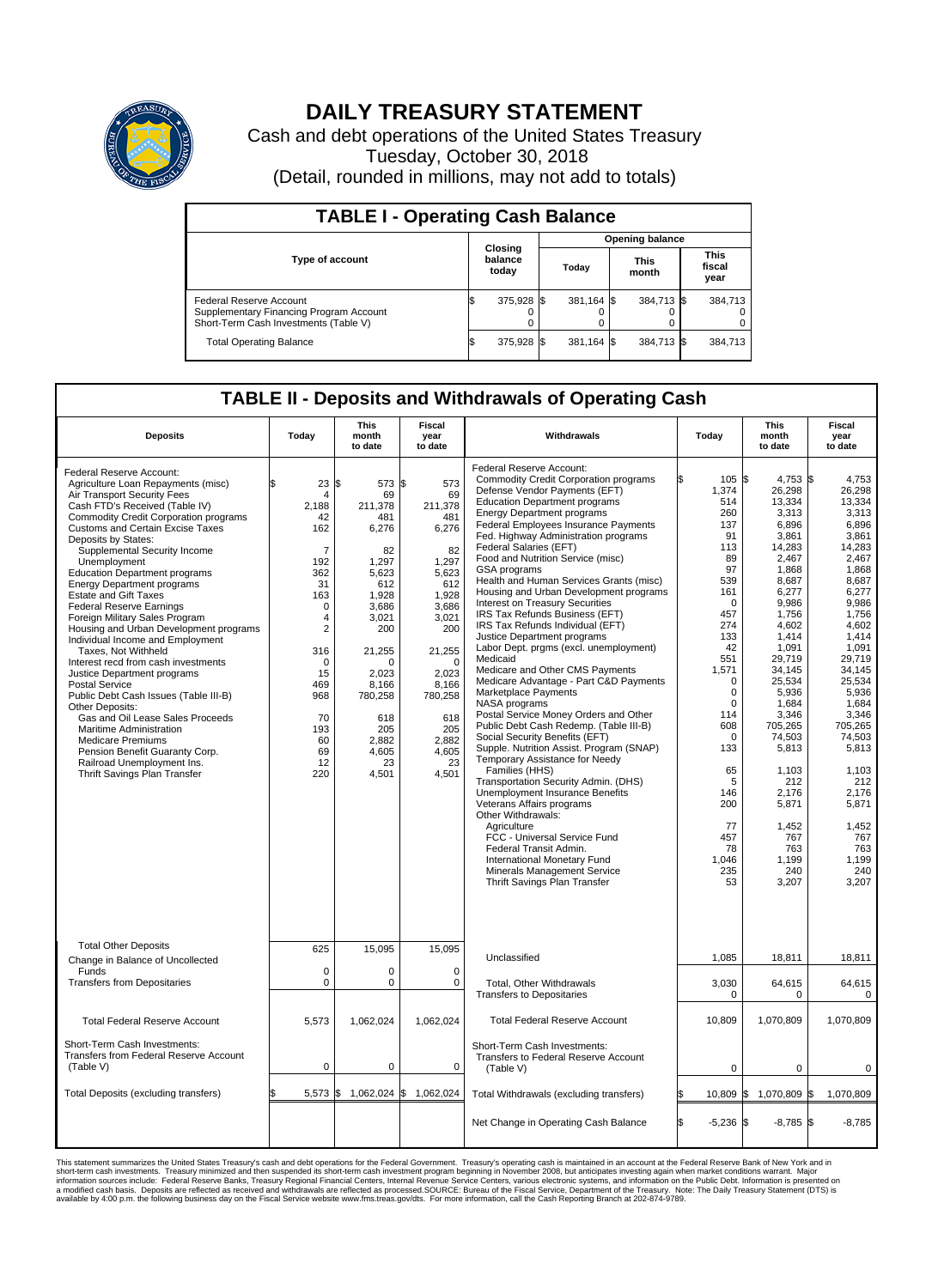# DAILY TREASURY STATEMENT

Cash and debt operations of the United States Treasury
Tuesday, October 30, 2018
(Detail, rounded in millions, may not add to totals)

## TABLE I - Operating Cash Balance

| Type of account | Closing balance today | Opening balance Today | Opening balance This month | Opening balance This fiscal year |
|---|---|---|---|---|
| Federal Reserve Account | $ 375,928 | $ 381,164 | $ 384,713 | $ 384,713 |
| Supplementary Financing Program Account | 0 | 0 | 0 | 0 |
| Short-Term Cash Investments (Table V) | 0 | 0 | 0 | 0 |
| Total Operating Balance | $ 375,928 | $ 381,164 | $ 384,713 | $ 384,713 |

## TABLE II - Deposits and Withdrawals of Operating Cash

| Deposits | Today | This month to date | Fiscal year to date | Withdrawals | Today | This month to date | Fiscal year to date |
|---|---|---|---|---|---|---|---|
| Federal Reserve Account: | | | | Federal Reserve Account: | | | |
| Agriculture Loan Repayments (misc) | $ 23 | $ 573 | $ 573 | Commodity Credit Corporation programs | $ 105 | $ 4,753 | $ 4,753 |
| Air Transport Security Fees | 4 | 69 | 69 | Defense Vendor Payments (EFT) | 1,374 | 26,298 | 26,298 |
| Cash FTD's Received (Table IV) | 2,188 | 211,378 | 211,378 | Education Department programs | 514 | 13,334 | 13,334 |
| Commodity Credit Corporation programs | 42 | 481 | 481 | Energy Department programs | 260 | 3,313 | 3,313 |
| Customs and Certain Excise Taxes | 162 | 6,276 | 6,276 | Federal Employees Insurance Payments | 137 | 6,896 | 6,896 |
| Deposits by States: | | | | Fed. Highway Administration programs | 91 | 3,861 | 3,861 |
| Supplemental Security Income | 7 | 82 | 82 | Federal Salaries (EFT) | 113 | 14,283 | 14,283 |
| Unemployment | 192 | 1,297 | 1,297 | Food and Nutrition Service (misc) | 89 | 2,467 | 2,467 |
| Education Department programs | 362 | 5,623 | 5,623 | GSA programs | 97 | 1,868 | 1,868 |
| Energy Department programs | 31 | 612 | 612 | Health and Human Services Grants (misc) | 539 | 8,687 | 8,687 |
| Estate and Gift Taxes | 163 | 1,928 | 1,928 | Housing and Urban Development programs | 161 | 6,277 | 6,277 |
| Federal Reserve Earnings | 0 | 3,686 | 3,686 | Interest on Treasury Securities | 0 | 9,986 | 9,986 |
| Foreign Military Sales Program | 4 | 3,021 | 3,021 | IRS Tax Refunds Business (EFT) | 457 | 1,756 | 1,756 |
| Housing and Urban Development programs | 2 | 200 | 200 | IRS Tax Refunds Individual (EFT) | 274 | 4,602 | 4,602 |
| Individual Income and Employment | | | | Justice Department programs | 133 | 1,414 | 1,414 |
| Taxes, Not Withheld | 316 | 21,255 | 21,255 | Labor Dept. prgms (excl. unemployment) | 42 | 1,091 | 1,091 |
| Interest recd from cash investments | 0 | 0 | 0 | Medicaid | 551 | 29,719 | 29,719 |
| Justice Department programs | 15 | 2,023 | 2,023 | Medicare and Other CMS Payments | 1,571 | 34,145 | 34,145 |
| Postal Service | 469 | 8,166 | 8,166 | Medicare Advantage - Part C&D Payments | 0 | 25,534 | 25,534 |
| Public Debt Cash Issues (Table III-B) | 968 | 780,258 | 780,258 | Marketplace Payments | 0 | 5,936 | 5,936 |
| Other Deposits: | | | | NASA programs | 0 | 1,684 | 1,684 |
| Gas and Oil Lease Sales Proceeds | 70 | 618 | 618 | Postal Service Money Orders and Other | 114 | 3,346 | 3,346 |
| Maritime Administration | 193 | 205 | 205 | Public Debt Cash Redemp. (Table III-B) | 608 | 705,265 | 705,265 |
| Medicare Premiums | 60 | 2,882 | 2,882 | Social Security Benefits (EFT) | 0 | 74,503 | 74,503 |
| Pension Benefit Guaranty Corp. | 69 | 4,605 | 4,605 | Supple. Nutrition Assist. Program (SNAP) | 133 | 5,813 | 5,813 |
| Railroad Unemployment Ins. | 12 | 23 | 23 | Temporary Assistance for Needy | | | |
| Thrift Savings Plan Transfer | 220 | 4,501 | 4,501 | Families (HHS) | 65 | 1,103 | 1,103 |
| | | | | Transportation Security Admin. (DHS) | 5 | 212 | 212 |
| | | | | Unemployment Insurance Benefits | 146 | 2,176 | 2,176 |
| | | | | Veterans Affairs programs | 200 | 5,871 | 5,871 |
| | | | | Other Withdrawals: | | | |
| | | | | Agriculture | 77 | 1,452 | 1,452 |
| | | | | FCC - Universal Service Fund | 457 | 767 | 767 |
| | | | | Federal Transit Admin. | 78 | 763 | 763 |
| | | | | International Monetary Fund | 1,046 | 1,199 | 1,199 |
| | | | | Minerals Management Service | 235 | 240 | 240 |
| | | | | Thrift Savings Plan Transfer | 53 | 3,207 | 3,207 |
| Total Other Deposits | 625 | 15,095 | 15,095 | Unclassified | 1,085 | 18,811 | 18,811 |
| Change in Balance of Uncollected Funds | 0 | 0 | 0 | | | | |
| Transfers from Depositaries | 0 | 0 | 0 | Total, Other Withdrawals | 3,030 | 64,615 | 64,615 |
| | | | | Transfers to Depositaries | 0 | 0 | 0 |
| Total Federal Reserve Account | 5,573 | 1,062,024 | 1,062,024 | Total Federal Reserve Account | 10,809 | 1,070,809 | 1,070,809 |
| Short-Term Cash Investments: | | | | Short-Term Cash Investments: | | | |
| Transfers from Federal Reserve Account (Table V) | 0 | 0 | 0 | Transfers to Federal Reserve Account (Table V) | 0 | 0 | 0 |
| Total Deposits (excluding transfers) | $ 5,573 | $ 1,062,024 | $ 1,062,024 | Total Withdrawals (excluding transfers) | $ 10,809 | $ 1,070,809 | $ 1,070,809 |
| | | | | Net Change in Operating Cash Balance | $ -5,236 | $ -8,785 | $ -8,785 |

This statement summarizes the United States Treasury's cash and debt operations for the Federal Government. Treasury's operating cash is maintained in an account at the Federal Reserve Bank of New York and in short-term cash investments. Treasury minimized and then suspended its short-term cash investment program beginning in November 2008, but anticipates investing again when market conditions warrant. Major information sources include: Federal Reserve Banks, Treasury Regional Financial Centers, Internal Revenue Service Centers, various electronic systems, and information on the Public Debt. Information is presented on a modified cash basis. Deposits are reflected as received and withdrawals are reflected as processed.SOURCE: Bureau of the Fiscal Service, Department of the Treasury. Note: The Daily Treasury Statement (DTS) is available by 4:00 p.m. the following business day on the Fiscal Service website www.fms.treas.gov/dts. For more information, call the Cash Reporting Branch at 202-874-9789.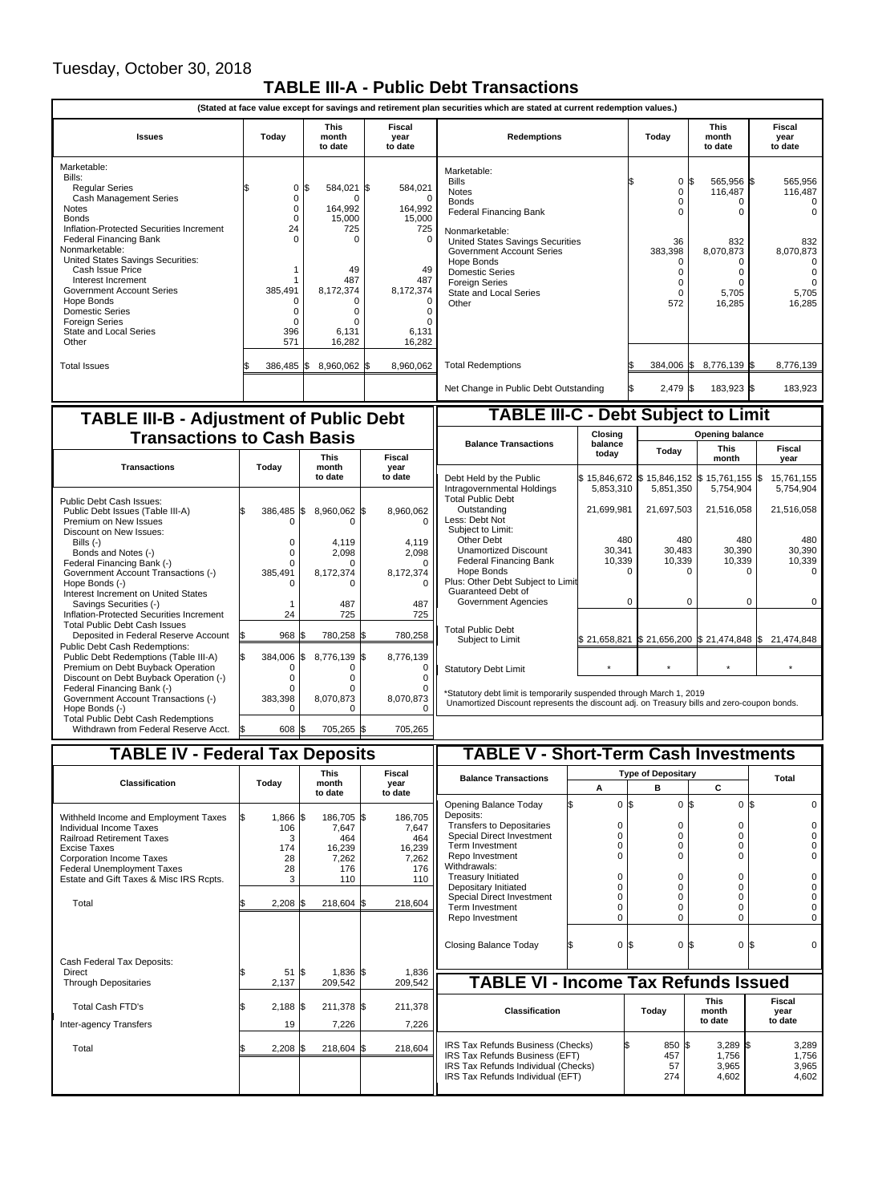Tuesday, October 30, 2018

# TABLE III-A - Public Debt Transactions

(Stated at face value except for savings and retirement plan securities which are stated at current redemption values.)

| Issues | Today | This month to date | Fiscal year to date | Redemptions | Today | This month to date | Fiscal year to date |
|---|---|---|---|---|---|---|---|
| Marketable: | | | | Marketable: | | | |
| Bills: | | | | Bills | $ 0 | $ 565,956 | $ 565,956 |
| Regular Series | $ 0 | $ 584,021 | $ 584,021 | Notes | 0 | 116,487 | 116,487 |
| Cash Management Series | 0 | 0 | 0 | Bonds | 0 | 0 | 0 |
| Notes | 0 | 164,992 | 164,992 | Federal Financing Bank | 0 | 0 | 0 |
| Bonds | 0 | 15,000 | 15,000 | Nonmarketable: | | | |
| Inflation-Protected Securities Increment | 24 | 725 | 725 | United States Savings Securities | 36 | 832 | 832 |
| Federal Financing Bank | 0 | 0 | 0 | Government Account Series | 383,398 | 8,070,873 | 8,070,873 |
| Nonmarketable: | | | | Hope Bonds | 0 | 0 | 0 |
| United States Savings Securities: | | | | Domestic Series | 0 | 0 | 0 |
| Cash Issue Price | 1 | 49 | 49 | Foreign Series | 0 | 0 | 0 |
| Interest Increment | 1 | 487 | 487 | State and Local Series | 0 | 5,705 | 5,705 |
| Government Account Series | 385,491 | 8,172,374 | 8,172,374 | Other | 572 | 16,285 | 16,285 |
| Hope Bonds | 0 | 0 | 0 | | | | |
| Domestic Series | 0 | 0 | 0 | | | | |
| Foreign Series | 0 | 0 | 0 | | | | |
| State and Local Series | 396 | 6,131 | 6,131 | | | | |
| Other | 571 | 16,282 | 16,282 | | | | |
| Total Issues | $ 386,485 | $ 8,960,062 | $ 8,960,062 | Total Redemptions | $ 384,006 | $ 8,776,139 | $ 8,776,139 |
| | | | | Net Change in Public Debt Outstanding | $ 2,479 | $ 183,923 | $ 183,923 |

# TABLE III-B - Adjustment of Public Debt Transactions to Cash Basis

| Transactions | Today | This month to date | Fiscal year to date |
|---|---|---|---|
| Public Debt Cash Issues: | | | |
| Public Debt Issues (Table III-A) | $ 386,485 | $ 8,960,062 | $ 8,960,062 |
| Premium on New Issues | 0 | 0 | 0 |
| Discount on New Issues: | | | |
| Bills (-) | 0 | 4,119 | 4,119 |
| Bonds and Notes (-) | 0 | 2,098 | 2,098 |
| Federal Financing Bank (-) | 0 | 0 | 0 |
| Government Account Transactions (-) | 385,491 | 8,172,374 | 8,172,374 |
| Hope Bonds (-) | 0 | 0 | 0 |
| Interest Increment on United States Savings Securities (-) | 1 | 487 | 487 |
| Inflation-Protected Securities Increment | 24 | 725 | 725 |
| Total Public Debt Cash Issues Deposited in Federal Reserve Account | $ 968 | $ 780,258 | $ 780,258 |
| Public Debt Cash Redemptions: | | | |
| Public Debt Redemptions (Table III-A) | $ 384,006 | $ 8,776,139 | $ 8,776,139 |
| Premium on Debt Buyback Operation | 0 | 0 | 0 |
| Discount on Debt Buyback Operation (-) | 0 | 0 | 0 |
| Federal Financing Bank (-) | 0 | 0 | 0 |
| Government Account Transactions (-) | 383,398 | 8,070,873 | 8,070,873 |
| Hope Bonds (-) | 0 | 0 | 0 |
| Total Public Debt Cash Redemptions Withdrawn from Federal Reserve Acct. | $ 608 | $ 705,265 | $ 705,265 |

# TABLE III-C - Debt Subject to Limit

| Balance Transactions | Closing balance today | Opening balance Today | Opening balance This month | Opening balance Fiscal year |
|---|---|---|---|---|
| Debt Held by the Public | $ 15,846,672 | $ 15,846,152 | $ 15,761,155 | $ 15,761,155 |
| Intragovernmental Holdings | 5,853,310 | 5,851,350 | 5,754,904 | 5,754,904 |
| Total Public Debt Outstanding | 21,699,981 | 21,697,503 | 21,516,058 | 21,516,058 |
| Less: Debt Not Subject to Limit: | | | | |
| Other Debt | 480 | 480 | 480 | 480 |
| Unamortized Discount | 30,341 | 30,483 | 30,390 | 30,390 |
| Federal Financing Bank | 10,339 | 10,339 | 10,339 | 10,339 |
| Hope Bonds | 0 | 0 | 0 | 0 |
| Plus: Other Debt Subject to Limit | | | | |
| Guaranteed Debt of Government Agencies | 0 | 0 | 0 | 0 |
| Total Public Debt Subject to Limit | $ 21,658,821 | $ 21,656,200 | $ 21,474,848 | $ 21,474,848 |
| Statutory Debt Limit | * | * | * | * |

*Statutory debt limit is temporarily suspended through March 1, 2019
Unamortized Discount represents the discount adj. on Treasury bills and zero-coupon bonds.

# TABLE IV - Federal Tax Deposits

| Classification | Today | This month to date | Fiscal year to date |
|---|---|---|---|
| Withheld Income and Employment Taxes | $ 1,866 | $ 186,705 | $ 186,705 |
| Individual Income Taxes | 106 | 7,647 | 7,647 |
| Railroad Retirement Taxes | 3 | 464 | 464 |
| Excise Taxes | 174 | 16,239 | 16,239 |
| Corporation Income Taxes | 28 | 7,262 | 7,262 |
| Federal Unemployment Taxes | 28 | 176 | 176 |
| Estate and Gift Taxes & Misc IRS Rcpts. | 3 | 110 | 110 |
| Total | $ 2,208 | $ 218,604 | $ 218,604 |
| Cash Federal Tax Deposits: | | | |
| Direct | $ 51 | $ 1,836 | $ 1,836 |
| Through Depositaries | 2,137 | 209,542 | 209,542 |
| Total Cash FTD's | $ 2,188 | $ 211,378 | $ 211,378 |
| Inter-agency Transfers | 19 | 7,226 | 7,226 |
| Total | $ 2,208 | $ 218,604 | $ 218,604 |

# TABLE V - Short-Term Cash Investments

| Balance Transactions | Type of Depositary A | B | C | Total |
|---|---|---|---|---|
| Opening Balance Today | $ 0 | $ 0 | $ 0 | $ 0 |
| Deposits: | | | | |
| Transfers to Depositaries | 0 | 0 | 0 | 0 |
| Special Direct Investment | 0 | 0 | 0 | 0 |
| Term Investment | 0 | 0 | 0 | 0 |
| Repo Investment | 0 | 0 | 0 | 0 |
| Withdrawals: | | | | |
| Treasury Initiated | 0 | 0 | 0 | 0 |
| Depositary Initiated | 0 | 0 | 0 | 0 |
| Special Direct Investment | 0 | 0 | 0 | 0 |
| Term Investment | 0 | 0 | 0 | 0 |
| Repo Investment | 0 | 0 | 0 | 0 |
| Closing Balance Today | $ 0 | $ 0 | $ 0 | $ 0 |

# TABLE VI - Income Tax Refunds Issued

| Classification | Today | This month to date | Fiscal year to date |
|---|---|---|---|
| IRS Tax Refunds Business (Checks) | $ 850 | $ 3,289 | $ 3,289 |
| IRS Tax Refunds Business (EFT) | 457 | 1,756 | 1,756 |
| IRS Tax Refunds Individual (Checks) | 57 | 3,965 | 3,965 |
| IRS Tax Refunds Individual (EFT) | 274 | 4,602 | 4,602 |